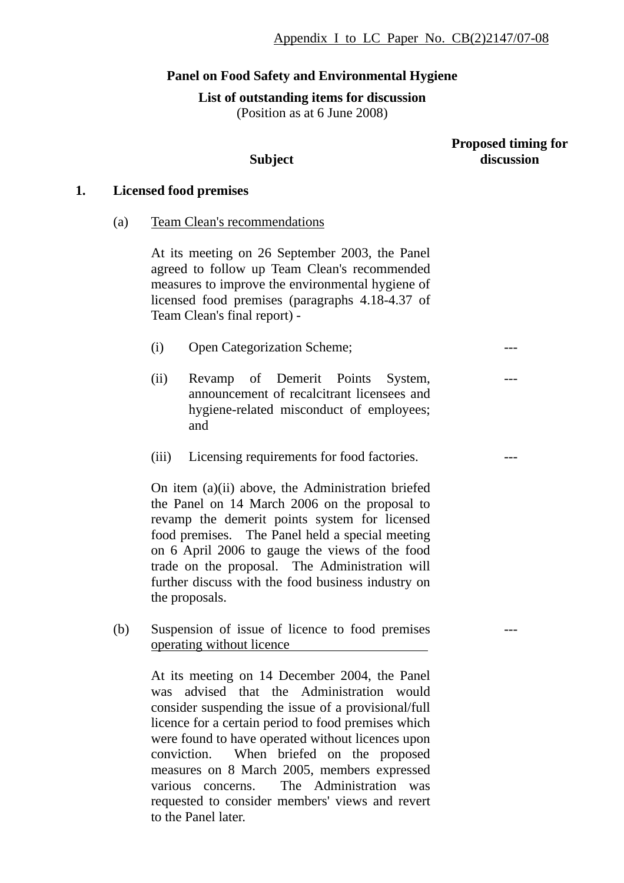Appendix I to LC Paper No. CB(2)2147/07-08

**Panel on Food Safety and Environmental Hygiene**

**List of outstanding items for discussion**
(Position as at 6 June 2008)

| | **Subject** | **Proposed timing for discussion** |
|---|---|---|
| **1.** | **Licensed food premises** | |
| | (a) Team Clean's recommendations | |
| | At its meeting on 26 September 2003, the Panel agreed to follow up Team Clean's recommended measures to improve the environmental hygiene of licensed food premises (paragraphs 4.18-4.37 of Team Clean's final report) - | |
| | (i) Open Categorization Scheme; | --- |
| | (ii) Revamp of Demerit Points System, announcement of recalcitrant licensees and hygiene-related misconduct of employees; and | --- |
| | (iii) Licensing requirements for food factories. | --- |
| | On item (a)(ii) above, the Administration briefed the Panel on 14 March 2006 on the proposal to revamp the demerit points system for licensed food premises. The Panel held a special meeting on 6 April 2006 to gauge the views of the food trade on the proposal. The Administration will further discuss with the food business industry on the proposals. | |
| | (b) Suspension of issue of licence to food premises operating without licence | --- |
| | At its meeting on 14 December 2004, the Panel was advised that the Administration would consider suspending the issue of a provisional/full licence for a certain period to food premises which were found to have operated without licences upon conviction. When briefed on the proposed measures on 8 March 2005, members expressed various concerns. The Administration was requested to consider members' views and revert to the Panel later. | |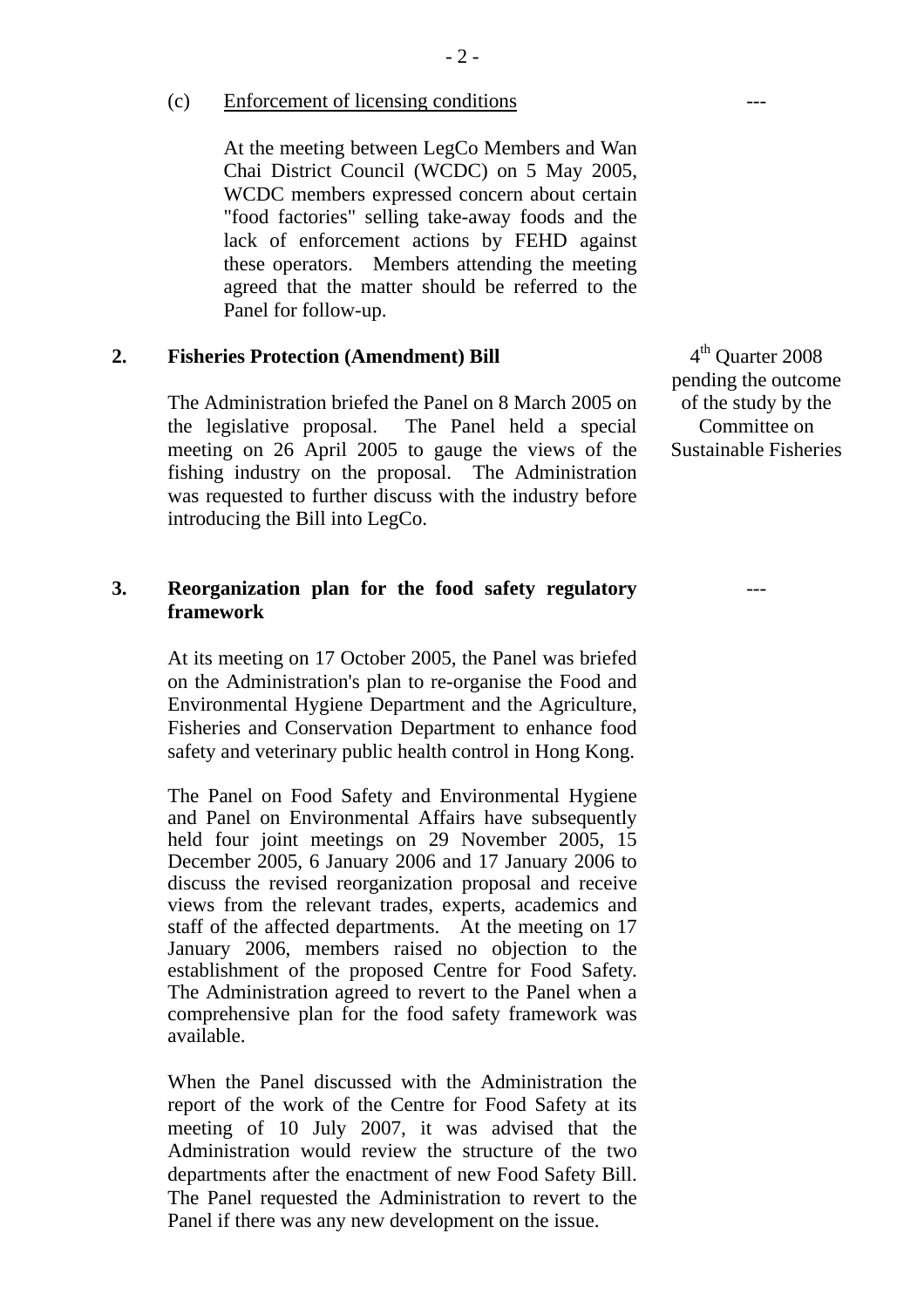(c) Enforcement of licensing conditions ---

At the meeting between LegCo Members and Wan Chai District Council (WCDC) on 5 May 2005, WCDC members expressed concern about certain "food factories" selling take-away foods and the lack of enforcement actions by FEHD against these operators. Members attending the meeting agreed that the matter should be referred to the Panel for follow-up.

**2. Fisheries Protection (Amendment) Bill** — 4th Quarter 2008 pending the outcome of the study by the Committee on Sustainable Fisheries

The Administration briefed the Panel on 8 March 2005 on the legislative proposal. The Panel held a special meeting on 26 April 2005 to gauge the views of the fishing industry on the proposal. The Administration was requested to further discuss with the industry before introducing the Bill into LegCo.

**3. Reorganization plan for the food safety regulatory framework** ---

At its meeting on 17 October 2005, the Panel was briefed on the Administration's plan to re-organise the Food and Environmental Hygiene Department and the Agriculture, Fisheries and Conservation Department to enhance food safety and veterinary public health control in Hong Kong.

The Panel on Food Safety and Environmental Hygiene and Panel on Environmental Affairs have subsequently held four joint meetings on 29 November 2005, 15 December 2005, 6 January 2006 and 17 January 2006 to discuss the revised reorganization proposal and receive views from the relevant trades, experts, academics and staff of the affected departments. At the meeting on 17 January 2006, members raised no objection to the establishment of the proposed Centre for Food Safety. The Administration agreed to revert to the Panel when a comprehensive plan for the food safety framework was available.

When the Panel discussed with the Administration the report of the work of the Centre for Food Safety at its meeting of 10 July 2007, it was advised that the Administration would review the structure of the two departments after the enactment of new Food Safety Bill. The Panel requested the Administration to revert to the Panel if there was any new development on the issue.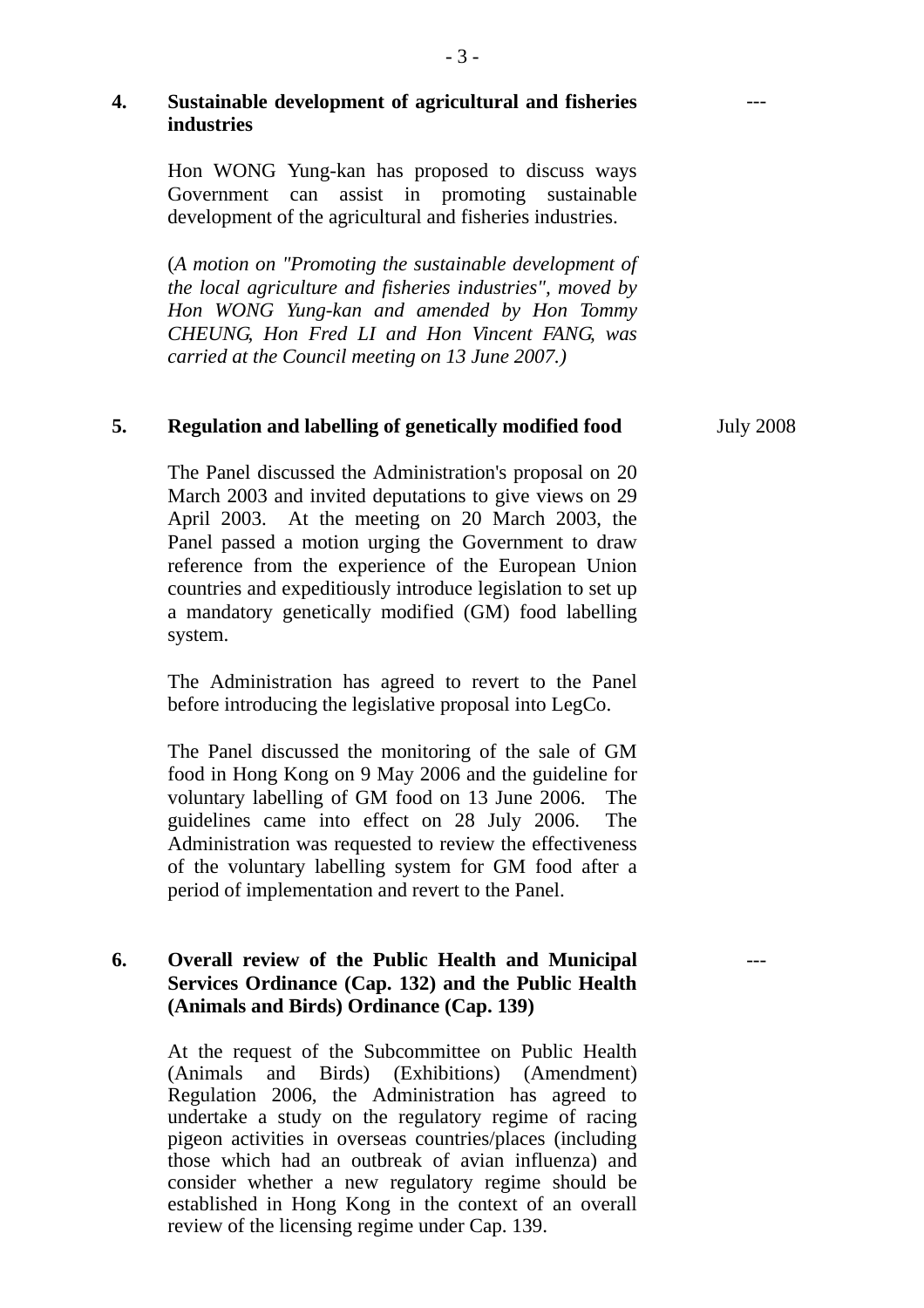**4. Sustainable development of agricultural and fisheries industries** ---

Hon WONG Yung-kan has proposed to discuss ways Government can assist in promoting sustainable development of the agricultural and fisheries industries.

(*A motion on "Promoting the sustainable development of the local agriculture and fisheries industries", moved by Hon WONG Yung-kan and amended by Hon Tommy CHEUNG, Hon Fred LI and Hon Vincent FANG, was carried at the Council meeting on 13 June 2007.)*

**5. Regulation and labelling of genetically modified food** July 2008

The Panel discussed the Administration's proposal on 20 March 2003 and invited deputations to give views on 29 April 2003. At the meeting on 20 March 2003, the Panel passed a motion urging the Government to draw reference from the experience of the European Union countries and expeditiously introduce legislation to set up a mandatory genetically modified (GM) food labelling system.

The Administration has agreed to revert to the Panel before introducing the legislative proposal into LegCo.

The Panel discussed the monitoring of the sale of GM food in Hong Kong on 9 May 2006 and the guideline for voluntary labelling of GM food on 13 June 2006. The guidelines came into effect on 28 July 2006. The Administration was requested to review the effectiveness of the voluntary labelling system for GM food after a period of implementation and revert to the Panel.

**6. Overall review of the Public Health and Municipal Services Ordinance (Cap. 132) and the Public Health (Animals and Birds) Ordinance (Cap. 139)** ---

At the request of the Subcommittee on Public Health (Animals and Birds) (Exhibitions) (Amendment) Regulation 2006, the Administration has agreed to undertake a study on the regulatory regime of racing pigeon activities in overseas countries/places (including those which had an outbreak of avian influenza) and consider whether a new regulatory regime should be established in Hong Kong in the context of an overall review of the licensing regime under Cap. 139.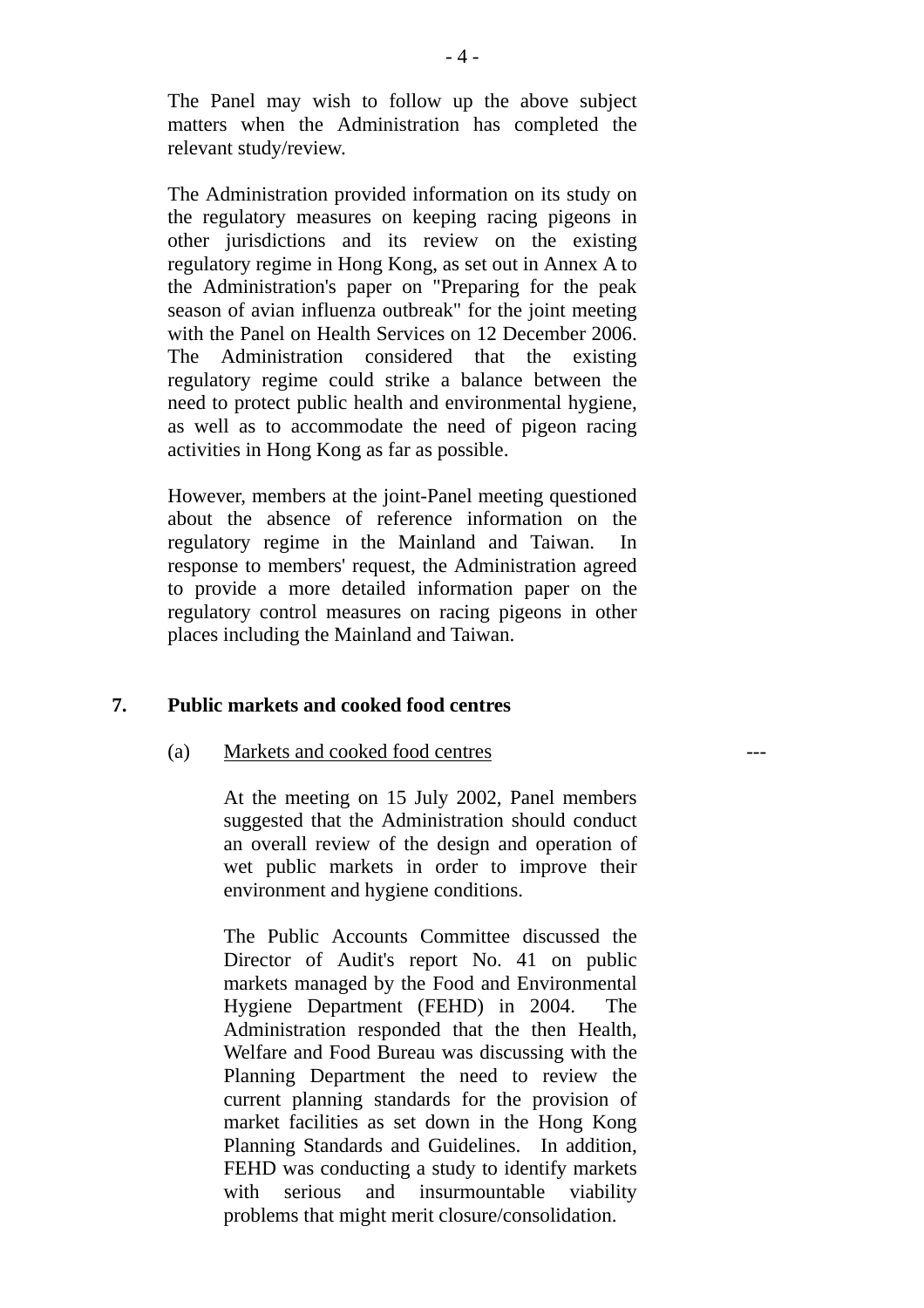The Panel may wish to follow up the above subject matters when the Administration has completed the relevant study/review.

The Administration provided information on its study on the regulatory measures on keeping racing pigeons in other jurisdictions and its review on the existing regulatory regime in Hong Kong, as set out in Annex A to the Administration's paper on "Preparing for the peak season of avian influenza outbreak" for the joint meeting with the Panel on Health Services on 12 December 2006. The Administration considered that the existing regulatory regime could strike a balance between the need to protect public health and environmental hygiene, as well as to accommodate the need of pigeon racing activities in Hong Kong as far as possible.

However, members at the joint-Panel meeting questioned about the absence of reference information on the regulatory regime in the Mainland and Taiwan. In response to members' request, the Administration agreed to provide a more detailed information paper on the regulatory control measures on racing pigeons in other places including the Mainland and Taiwan.

## 7. Public markets and cooked food centres

(a) Markets and cooked food centres ---

At the meeting on 15 July 2002, Panel members suggested that the Administration should conduct an overall review of the design and operation of wet public markets in order to improve their environment and hygiene conditions.

The Public Accounts Committee discussed the Director of Audit's report No. 41 on public markets managed by the Food and Environmental Hygiene Department (FEHD) in 2004. The Administration responded that the then Health, Welfare and Food Bureau was discussing with the Planning Department the need to review the current planning standards for the provision of market facilities as set down in the Hong Kong Planning Standards and Guidelines. In addition, FEHD was conducting a study to identify markets with serious and insurmountable viability problems that might merit closure/consolidation.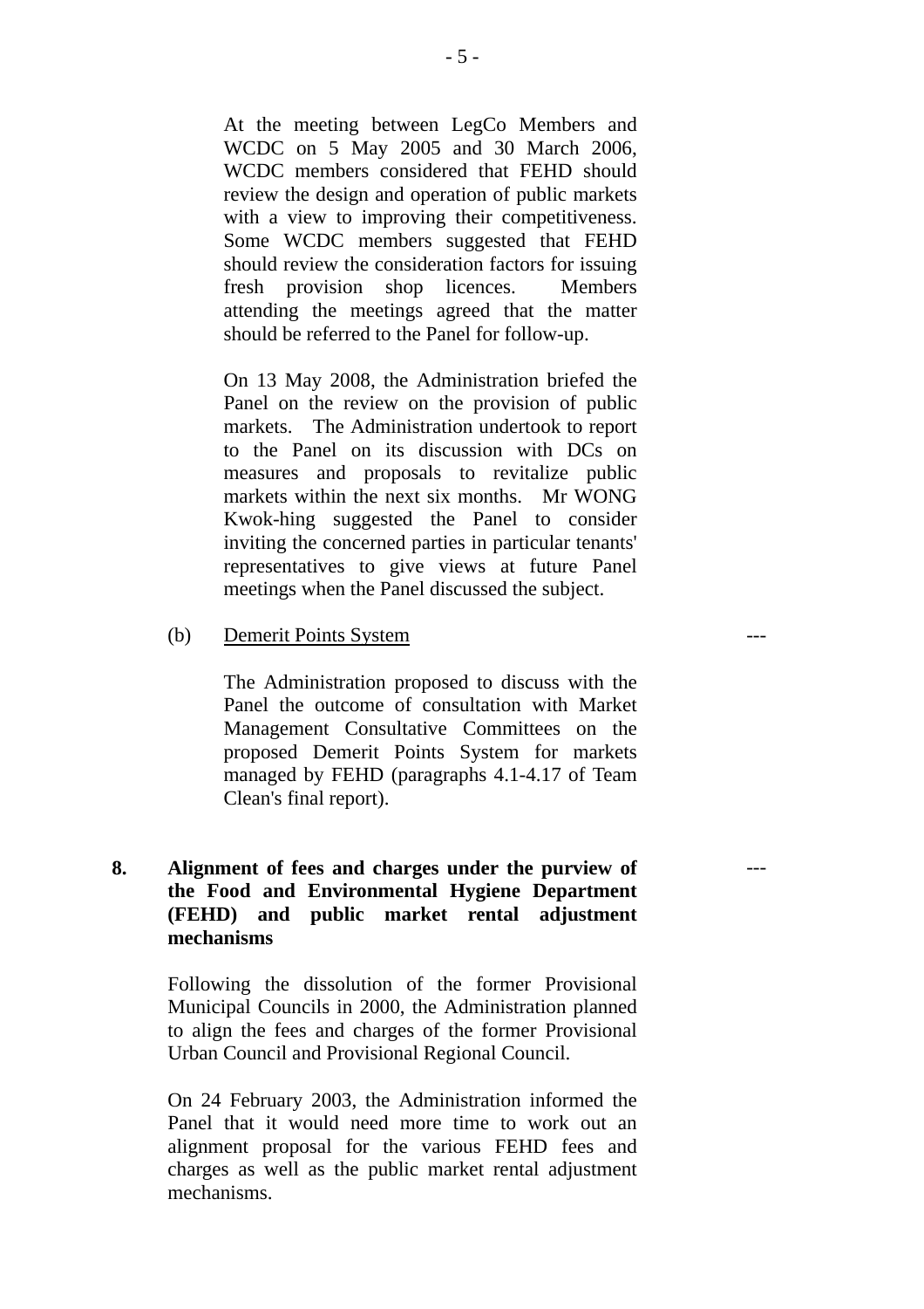At the meeting between LegCo Members and WCDC on 5 May 2005 and 30 March 2006, WCDC members considered that FEHD should review the design and operation of public markets with a view to improving their competitiveness. Some WCDC members suggested that FEHD should review the consideration factors for issuing fresh provision shop licences. Members attending the meetings agreed that the matter should be referred to the Panel for follow-up.

On 13 May 2008, the Administration briefed the Panel on the review on the provision of public markets. The Administration undertook to report to the Panel on its discussion with DCs on measures and proposals to revitalize public markets within the next six months. Mr WONG Kwok-hing suggested the Panel to consider inviting the concerned parties in particular tenants' representatives to give views at future Panel meetings when the Panel discussed the subject.

(b) Demerit Points System ---

The Administration proposed to discuss with the Panel the outcome of consultation with Market Management Consultative Committees on the proposed Demerit Points System for markets managed by FEHD (paragraphs 4.1-4.17 of Team Clean's final report).

**8. Alignment of fees and charges under the purview of the Food and Environmental Hygiene Department (FEHD) and public market rental adjustment mechanisms** ---

Following the dissolution of the former Provisional Municipal Councils in 2000, the Administration planned to align the fees and charges of the former Provisional Urban Council and Provisional Regional Council.

On 24 February 2003, the Administration informed the Panel that it would need more time to work out an alignment proposal for the various FEHD fees and charges as well as the public market rental adjustment mechanisms.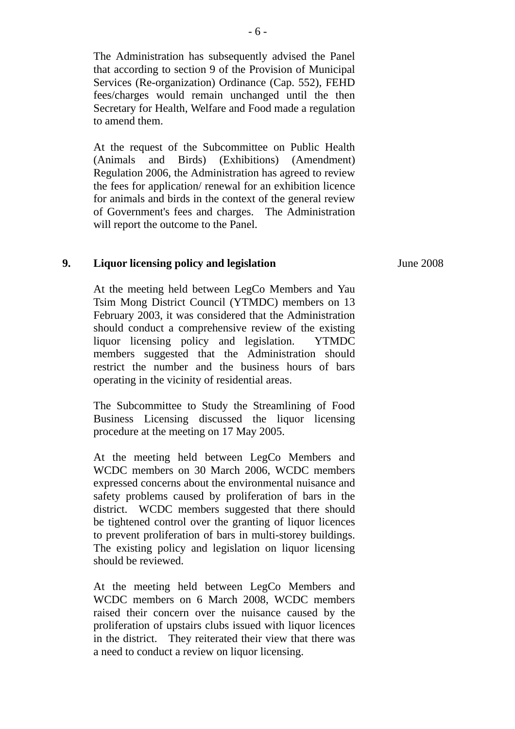The Administration has subsequently advised the Panel that according to section 9 of the Provision of Municipal Services (Re-organization) Ordinance (Cap. 552), FEHD fees/charges would remain unchanged until the then Secretary for Health, Welfare and Food made a regulation to amend them.

At the request of the Subcommittee on Public Health (Animals and Birds) (Exhibitions) (Amendment) Regulation 2006, the Administration has agreed to review the fees for application/ renewal for an exhibition licence for animals and birds in the context of the general review of Government's fees and charges. The Administration will report the outcome to the Panel.

| | | |
|---|---|---|
| **9.** | **Liquor licensing policy and legislation** | June 2008 |

At the meeting held between LegCo Members and Yau Tsim Mong District Council (YTMDC) members on 13 February 2003, it was considered that the Administration should conduct a comprehensive review of the existing liquor licensing policy and legislation. YTMDC members suggested that the Administration should restrict the number and the business hours of bars operating in the vicinity of residential areas.

The Subcommittee to Study the Streamlining of Food Business Licensing discussed the liquor licensing procedure at the meeting on 17 May 2005.

At the meeting held between LegCo Members and WCDC members on 30 March 2006, WCDC members expressed concerns about the environmental nuisance and safety problems caused by proliferation of bars in the district. WCDC members suggested that there should be tightened control over the granting of liquor licences to prevent proliferation of bars in multi-storey buildings. The existing policy and legislation on liquor licensing should be reviewed.

At the meeting held between LegCo Members and WCDC members on 6 March 2008, WCDC members raised their concern over the nuisance caused by the proliferation of upstairs clubs issued with liquor licences in the district. They reiterated their view that there was a need to conduct a review on liquor licensing.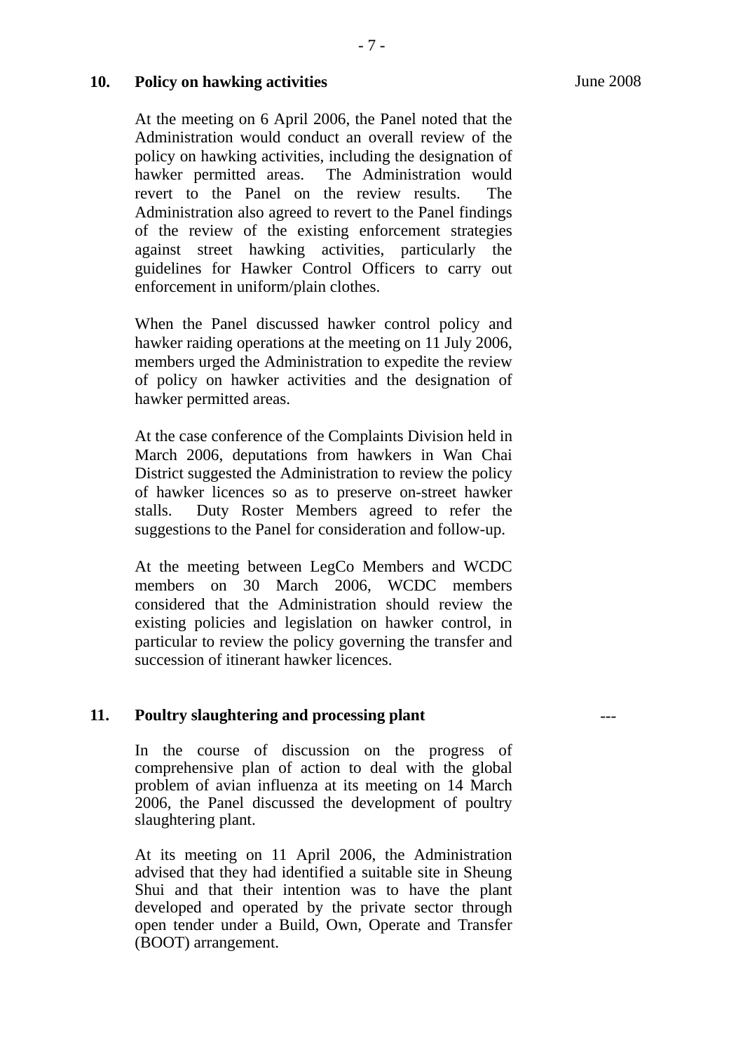**10. Policy on hawking activities** June 2008

At the meeting on 6 April 2006, the Panel noted that the Administration would conduct an overall review of the policy on hawking activities, including the designation of hawker permitted areas. The Administration would revert to the Panel on the review results. The Administration also agreed to revert to the Panel findings of the review of the existing enforcement strategies against street hawking activities, particularly the guidelines for Hawker Control Officers to carry out enforcement in uniform/plain clothes.

When the Panel discussed hawker control policy and hawker raiding operations at the meeting on 11 July 2006, members urged the Administration to expedite the review of policy on hawker activities and the designation of hawker permitted areas.

At the case conference of the Complaints Division held in March 2006, deputations from hawkers in Wan Chai District suggested the Administration to review the policy of hawker licences so as to preserve on-street hawker stalls. Duty Roster Members agreed to refer the suggestions to the Panel for consideration and follow-up.

At the meeting between LegCo Members and WCDC members on 30 March 2006, WCDC members considered that the Administration should review the existing policies and legislation on hawker control, in particular to review the policy governing the transfer and succession of itinerant hawker licences.

**11. Poultry slaughtering and processing plant** ---

In the course of discussion on the progress of comprehensive plan of action to deal with the global problem of avian influenza at its meeting on 14 March 2006, the Panel discussed the development of poultry slaughtering plant.

At its meeting on 11 April 2006, the Administration advised that they had identified a suitable site in Sheung Shui and that their intention was to have the plant developed and operated by the private sector through open tender under a Build, Own, Operate and Transfer (BOOT) arrangement.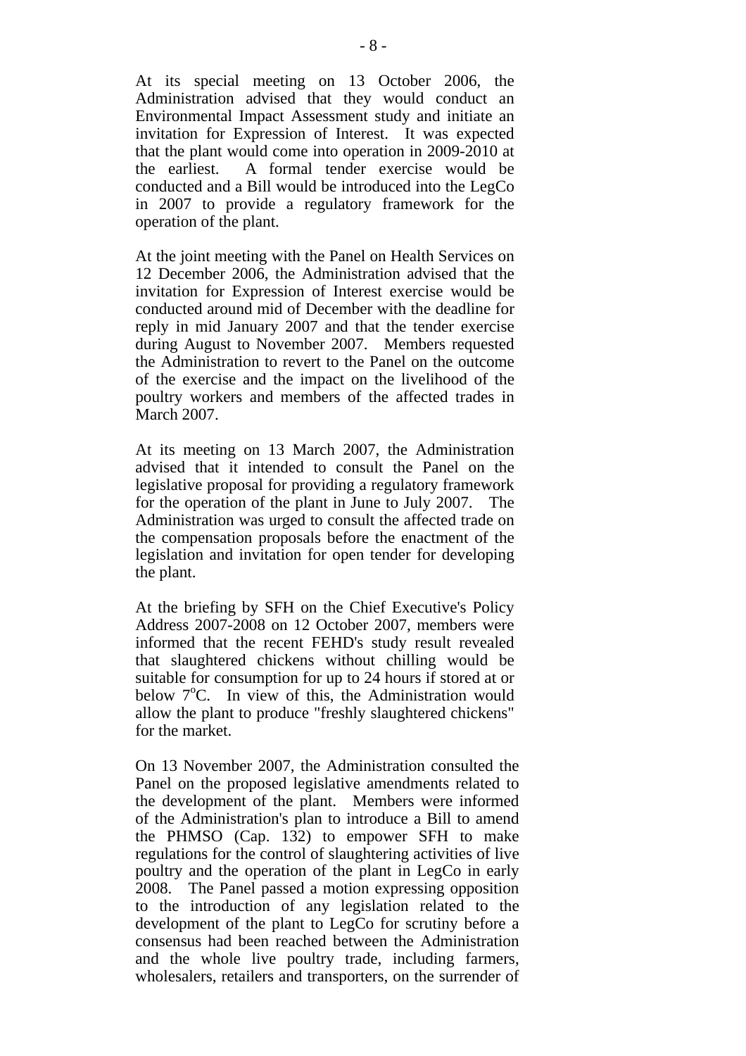At its special meeting on 13 October 2006, the Administration advised that they would conduct an Environmental Impact Assessment study and initiate an invitation for Expression of Interest. It was expected that the plant would come into operation in 2009-2010 at the earliest. A formal tender exercise would be conducted and a Bill would be introduced into the LegCo in 2007 to provide a regulatory framework for the operation of the plant.

At the joint meeting with the Panel on Health Services on 12 December 2006, the Administration advised that the invitation for Expression of Interest exercise would be conducted around mid of December with the deadline for reply in mid January 2007 and that the tender exercise during August to November 2007. Members requested the Administration to revert to the Panel on the outcome of the exercise and the impact on the livelihood of the poultry workers and members of the affected trades in March 2007.

At its meeting on 13 March 2007, the Administration advised that it intended to consult the Panel on the legislative proposal for providing a regulatory framework for the operation of the plant in June to July 2007. The Administration was urged to consult the affected trade on the compensation proposals before the enactment of the legislation and invitation for open tender for developing the plant.

At the briefing by SFH on the Chief Executive's Policy Address 2007-2008 on 12 October 2007, members were informed that the recent FEHD's study result revealed that slaughtered chickens without chilling would be suitable for consumption for up to 24 hours if stored at or below $7^{o}$C. In view of this, the Administration would allow the plant to produce "freshly slaughtered chickens" for the market.

On 13 November 2007, the Administration consulted the Panel on the proposed legislative amendments related to the development of the plant. Members were informed of the Administration's plan to introduce a Bill to amend the PHMSO (Cap. 132) to empower SFH to make regulations for the control of slaughtering activities of live poultry and the operation of the plant in LegCo in early 2008. The Panel passed a motion expressing opposition to the introduction of any legislation related to the development of the plant to LegCo for scrutiny before a consensus had been reached between the Administration and the whole live poultry trade, including farmers, wholesalers, retailers and transporters, on the surrender of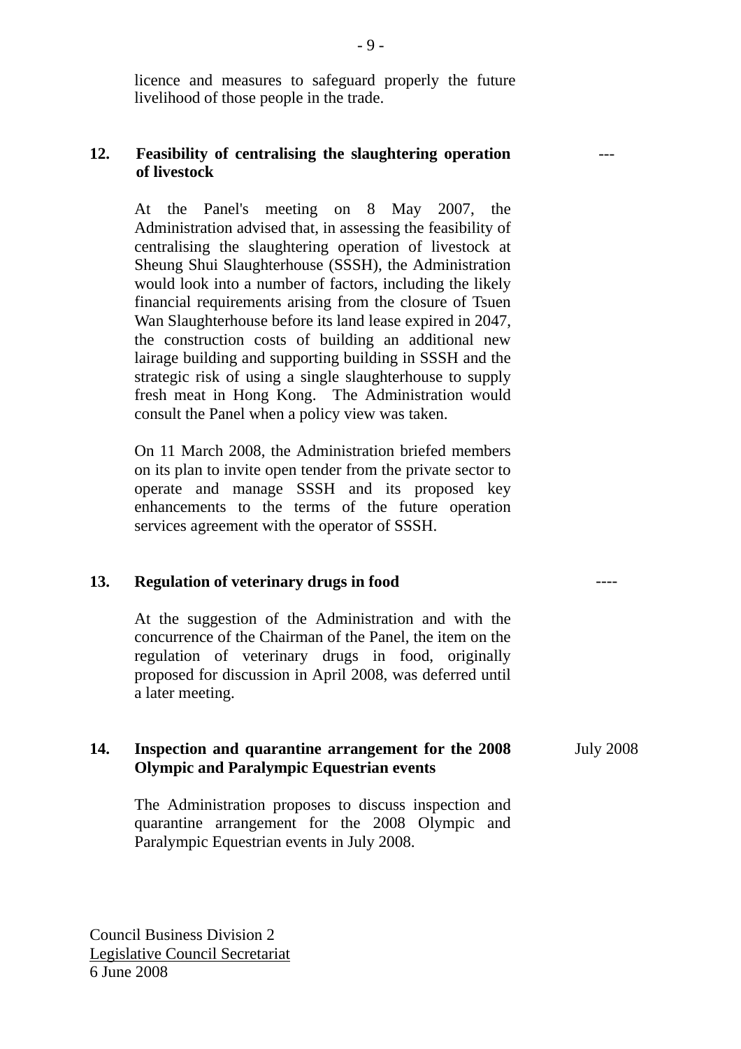licence and measures to safeguard properly the future livelihood of those people in the trade.

**12. Feasibility of centralising the slaughtering operation of livestock** ---

At the Panel's meeting on 8 May 2007, the Administration advised that, in assessing the feasibility of centralising the slaughtering operation of livestock at Sheung Shui Slaughterhouse (SSSH), the Administration would look into a number of factors, including the likely financial requirements arising from the closure of Tsuen Wan Slaughterhouse before its land lease expired in 2047, the construction costs of building an additional new lairage building and supporting building in SSSH and the strategic risk of using a single slaughterhouse to supply fresh meat in Hong Kong. The Administration would consult the Panel when a policy view was taken.

On 11 March 2008, the Administration briefed members on its plan to invite open tender from the private sector to operate and manage SSSH and its proposed key enhancements to the terms of the future operation services agreement with the operator of SSSH.

**13. Regulation of veterinary drugs in food** ----

At the suggestion of the Administration and with the concurrence of the Chairman of the Panel, the item on the regulation of veterinary drugs in food, originally proposed for discussion in April 2008, was deferred until a later meeting.

**14. Inspection and quarantine arrangement for the 2008 Olympic and Paralympic Equestrian events** July 2008

The Administration proposes to discuss inspection and quarantine arrangement for the 2008 Olympic and Paralympic Equestrian events in July 2008.

Council Business Division 2
Legislative Council Secretariat
6 June 2008